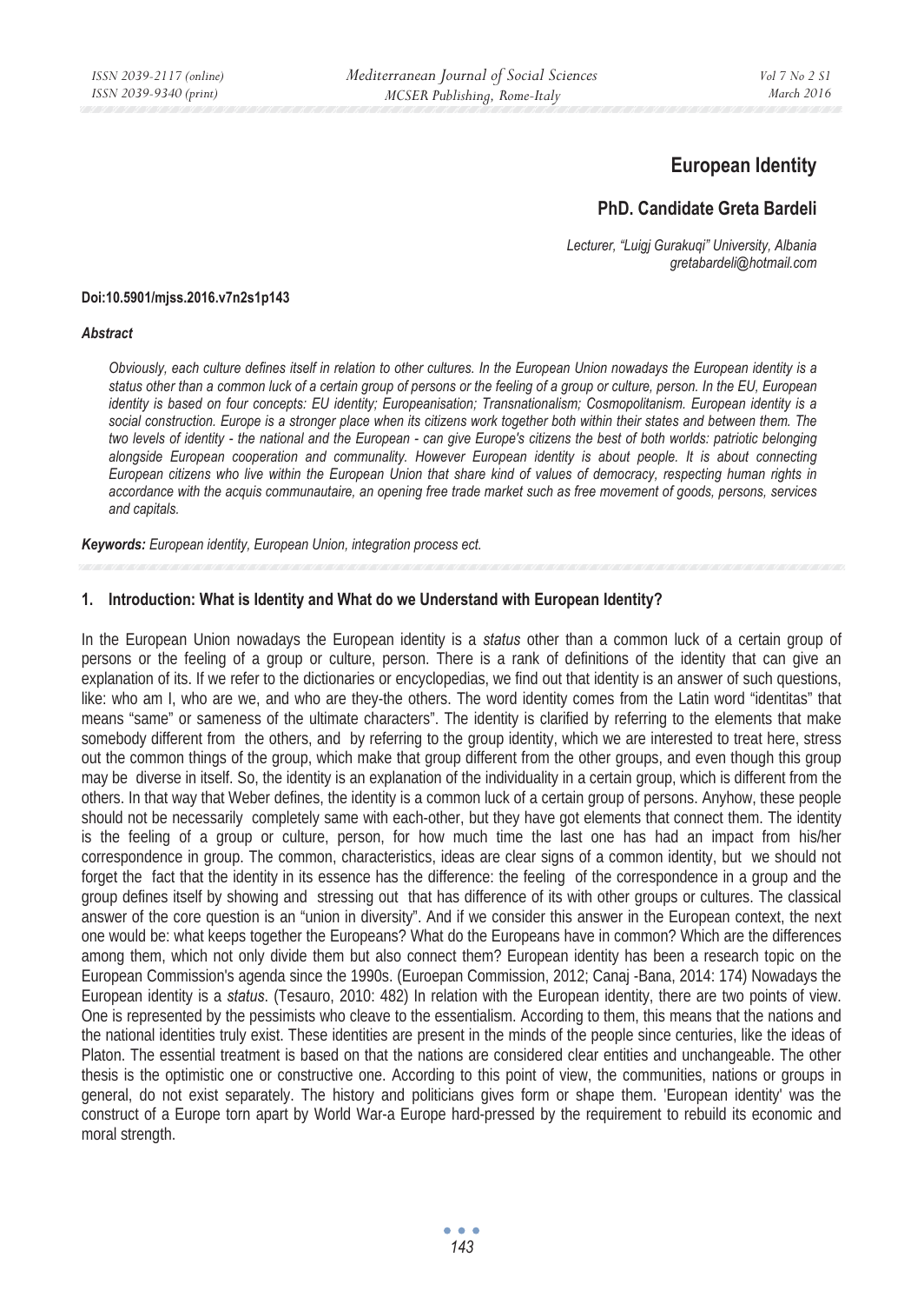# European Identity

## PhD. Candidate Greta Bardeli

*Lecturer, "Luigj Gurakuqi" University, Albania*
*gretabardeli@hotmail.com*

**Doi:10.5901/mjss.2016.v7n2s1p143**

***Abstract***

*Obviously, each culture defines itself in relation to other cultures. In the European Union nowadays the European identity is a status other than a common luck of a certain group of persons or the feeling of a group or culture, person. In the EU, European identity is based on four concepts: EU identity; Europeanisation; Transnationalism; Cosmopolitanism. European identity is a social construction. Europe is a stronger place when its citizens work together both within their states and between them. The two levels of identity - the national and the European - can give Europe's citizens the best of both worlds: patriotic belonging alongside European cooperation and communality. However European identity is about people. It is about connecting European citizens who live within the European Union that share kind of values of democracy, respecting human rights in accordance with the acquis communautaire, an opening free trade market such as free movement of goods, persons, services and capitals.*

***Keywords:*** *European identity, European Union, integration process ect.*

### 1. Introduction: What is Identity and What do we Understand with European Identity?

In the European Union nowadays the European identity is a *status* other than a common luck of a certain group of persons or the feeling of a group or culture, person. There is a rank of definitions of the identity that can give an explanation of its. If we refer to the dictionaries or encyclopedias, we find out that identity is an answer of such questions, like: who am I, who are we, and who are they-the others. The word identity comes from the Latin word "identitas" that means "same" or sameness of the ultimate characters". The identity is clarified by referring to the elements that make somebody different from the others, and by referring to the group identity, which we are interested to treat here, stress out the common things of the group, which make that group different from the other groups, and even though this group may be diverse in itself. So, the identity is an explanation of the individuality in a certain group, which is different from the others. In that way that Weber defines, the identity is a common luck of a certain group of persons. Anyhow, these people should not be necessarily completely same with each-other, but they have got elements that connect them. The identity is the feeling of a group or culture, person, for how much time the last one has had an impact from his/her correspondence in group. The common, characteristics, ideas are clear signs of a common identity, but we should not forget the fact that the identity in its essence has the difference: the feeling of the correspondence in a group and the group defines itself by showing and stressing out that has difference of its with other groups or cultures. The classical answer of the core question is an "union in diversity". And if we consider this answer in the European context, the next one would be: what keeps together the Europeans? What do the Europeans have in common? Which are the differences among them, which not only divide them but also connect them? European identity has been a research topic on the European Commission's agenda since the 1990s. (Euroepan Commission, 2012; Canaj -Bana, 2014: 174) Nowadays the European identity is a *status*. (Tesauro, 2010: 482) In relation with the European identity, there are two points of view. One is represented by the pessimists who cleave to the essentialism. According to them, this means that the nations and the national identities truly exist. These identities are present in the minds of the people since centuries, like the ideas of Platon. The essential treatment is based on that the nations are considered clear entities and unchangeable. The other thesis is the optimistic one or constructive one. According to this point of view, the communities, nations or groups in general, do not exist separately. The history and politicians gives form or shape them. 'European identity' was the construct of a Europe torn apart by World War-a Europe hard-pressed by the requirement to rebuild its economic and moral strength.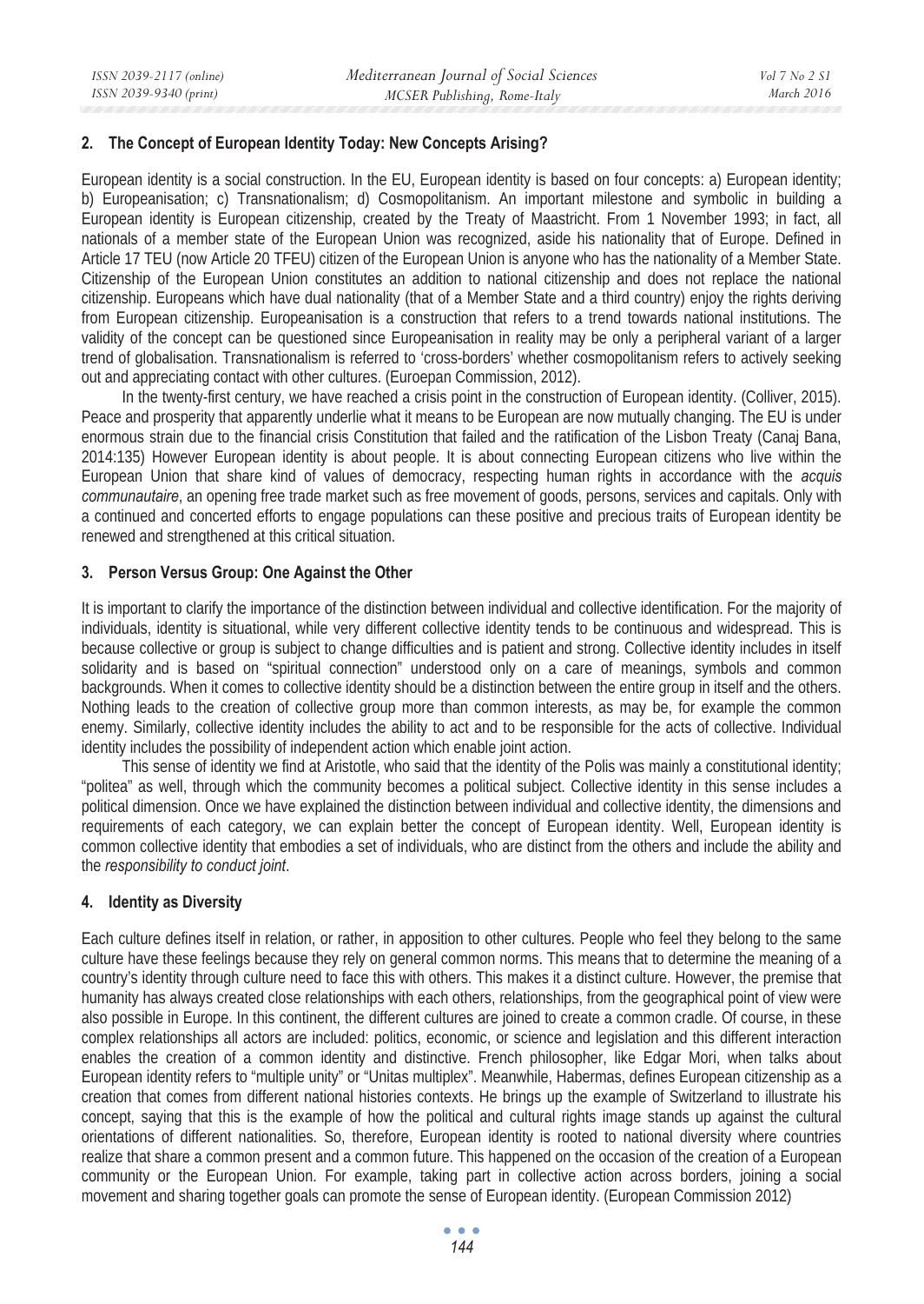## 2. The Concept of European Identity Today: New Concepts Arising?

European identity is a social construction. In the EU, European identity is based on four concepts: a) European identity; b) Europeanisation; c) Transnationalism; d) Cosmopolitanism. An important milestone and symbolic in building a European identity is European citizenship, created by the Treaty of Maastricht. From 1 November 1993; in fact, all nationals of a member state of the European Union was recognized, aside his nationality that of Europe. Defined in Article 17 TEU (now Article 20 TFEU) citizen of the European Union is anyone who has the nationality of a Member State. Citizenship of the European Union constitutes an addition to national citizenship and does not replace the national citizenship. Europeans which have dual nationality (that of a Member State and a third country) enjoy the rights deriving from European citizenship. Europeanisation is a construction that refers to a trend towards national institutions. The validity of the concept can be questioned since Europeanisation in reality may be only a peripheral variant of a larger trend of globalisation. Transnationalism is referred to 'cross-borders' whether cosmopolitanism refers to actively seeking out and appreciating contact with other cultures. (Euroepan Commission, 2012).

In the twenty-first century, we have reached a crisis point in the construction of European identity. (Colliver, 2015). Peace and prosperity that apparently underlie what it means to be European are now mutually changing. The EU is under enormous strain due to the financial crisis Constitution that failed and the ratification of the Lisbon Treaty (Canaj Bana, 2014:135) However European identity is about people. It is about connecting European citizens who live within the European Union that share kind of values of democracy, respecting human rights in accordance with the *acquis communautaire*, an opening free trade market such as free movement of goods, persons, services and capitals. Only with a continued and concerted efforts to engage populations can these positive and precious traits of European identity be renewed and strengthened at this critical situation.

## 3. Person Versus Group: One Against the Other

It is important to clarify the importance of the distinction between individual and collective identification. For the majority of individuals, identity is situational, while very different collective identity tends to be continuous and widespread. This is because collective or group is subject to change difficulties and is patient and strong. Collective identity includes in itself solidarity and is based on "spiritual connection" understood only on a care of meanings, symbols and common backgrounds. When it comes to collective identity should be a distinction between the entire group in itself and the others. Nothing leads to the creation of collective group more than common interests, as may be, for example the common enemy. Similarly, collective identity includes the ability to act and to be responsible for the acts of collective. Individual identity includes the possibility of independent action which enable joint action.

This sense of identity we find at Aristotle, who said that the identity of the Polis was mainly a constitutional identity; "politea" as well, through which the community becomes a political subject. Collective identity in this sense includes a political dimension. Once we have explained the distinction between individual and collective identity, the dimensions and requirements of each category, we can explain better the concept of European identity. Well, European identity is common collective identity that embodies a set of individuals, who are distinct from the others and include the ability and the *responsibility to conduct joint*.

## 4. Identity as Diversity

Each culture defines itself in relation, or rather, in apposition to other cultures. People who feel they belong to the same culture have these feelings because they rely on general common norms. This means that to determine the meaning of a country's identity through culture need to face this with others. This makes it a distinct culture. However, the premise that humanity has always created close relationships with each others, relationships, from the geographical point of view were also possible in Europe. In this continent, the different cultures are joined to create a common cradle. Of course, in these complex relationships all actors are included: politics, economic, or science and legislation and this different interaction enables the creation of a common identity and distinctive. French philosopher, like Edgar Mori, when talks about European identity refers to "multiple unity" or "Unitas multiplex". Meanwhile, Habermas, defines European citizenship as a creation that comes from different national histories contexts. He brings up the example of Switzerland to illustrate his concept, saying that this is the example of how the political and cultural rights image stands up against the cultural orientations of different nationalities. So, therefore, European identity is rooted to national diversity where countries realize that share a common present and a common future. This happened on the occasion of the creation of a European community or the European Union. For example, taking part in collective action across borders, joining a social movement and sharing together goals can promote the sense of European identity. (European Commission 2012)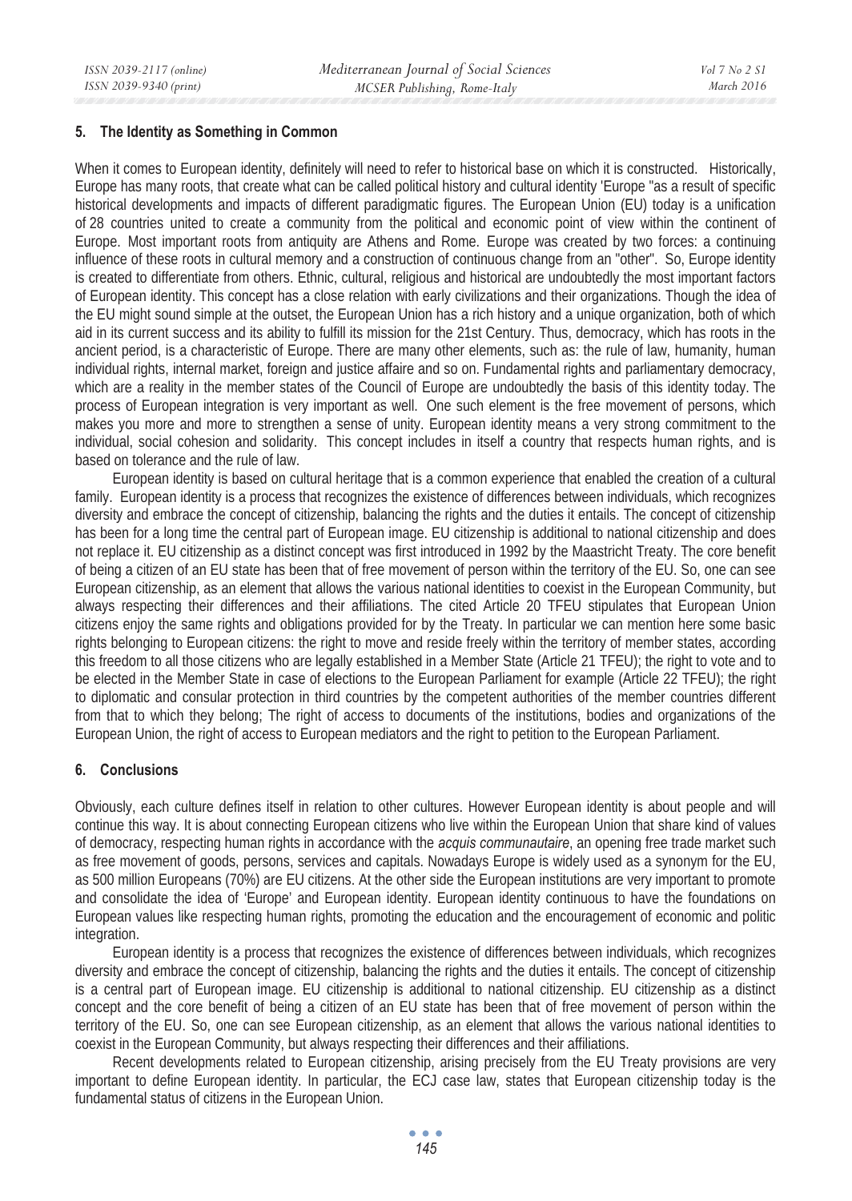## 5. The Identity as Something in Common

When it comes to European identity, definitely will need to refer to historical base on which it is constructed. Historically, Europe has many roots, that create what can be called political history and cultural identity 'Europe "as a result of specific historical developments and impacts of different paradigmatic figures. The European Union (EU) today is a unification of 28 countries united to create a community from the political and economic point of view within the continent of Europe. Most important roots from antiquity are Athens and Rome. Europe was created by two forces: a continuing influence of these roots in cultural memory and a construction of continuous change from an "other". So, Europe identity is created to differentiate from others. Ethnic, cultural, religious and historical are undoubtedly the most important factors of European identity. This concept has a close relation with early civilizations and their organizations. Though the idea of the EU might sound simple at the outset, the European Union has a rich history and a unique organization, both of which aid in its current success and its ability to fulfill its mission for the 21st Century. Thus, democracy, which has roots in the ancient period, is a characteristic of Europe. There are many other elements, such as: the rule of law, humanity, human individual rights, internal market, foreign and justice affaire and so on. Fundamental rights and parliamentary democracy, which are a reality in the member states of the Council of Europe are undoubtedly the basis of this identity today. The process of European integration is very important as well. One such element is the free movement of persons, which makes you more and more to strengthen a sense of unity. European identity means a very strong commitment to the individual, social cohesion and solidarity. This concept includes in itself a country that respects human rights, and is based on tolerance and the rule of law.

European identity is based on cultural heritage that is a common experience that enabled the creation of a cultural family. European identity is a process that recognizes the existence of differences between individuals, which recognizes diversity and embrace the concept of citizenship, balancing the rights and the duties it entails. The concept of citizenship has been for a long time the central part of European image. EU citizenship is additional to national citizenship and does not replace it. EU citizenship as a distinct concept was first introduced in 1992 by the Maastricht Treaty. The core benefit of being a citizen of an EU state has been that of free movement of person within the territory of the EU. So, one can see European citizenship, as an element that allows the various national identities to coexist in the European Community, but always respecting their differences and their affiliations. The cited Article 20 TFEU stipulates that European Union citizens enjoy the same rights and obligations provided for by the Treaty. In particular we can mention here some basic rights belonging to European citizens: the right to move and reside freely within the territory of member states, according this freedom to all those citizens who are legally established in a Member State (Article 21 TFEU); the right to vote and to be elected in the Member State in case of elections to the European Parliament for example (Article 22 TFEU); the right to diplomatic and consular protection in third countries by the competent authorities of the member countries different from that to which they belong; The right of access to documents of the institutions, bodies and organizations of the European Union, the right of access to European mediators and the right to petition to the European Parliament.

## 6. Conclusions

Obviously, each culture defines itself in relation to other cultures. However European identity is about people and will continue this way. It is about connecting European citizens who live within the European Union that share kind of values of democracy, respecting human rights in accordance with the *acquis communautaire*, an opening free trade market such as free movement of goods, persons, services and capitals. Nowadays Europe is widely used as a synonym for the EU, as 500 million Europeans (70%) are EU citizens. At the other side the European institutions are very important to promote and consolidate the idea of 'Europe' and European identity. European identity continuous to have the foundations on European values like respecting human rights, promoting the education and the encouragement of economic and politic integration.

European identity is a process that recognizes the existence of differences between individuals, which recognizes diversity and embrace the concept of citizenship, balancing the rights and the duties it entails. The concept of citizenship is a central part of European image. EU citizenship is additional to national citizenship. EU citizenship as a distinct concept and the core benefit of being a citizen of an EU state has been that of free movement of person within the territory of the EU. So, one can see European citizenship, as an element that allows the various national identities to coexist in the European Community, but always respecting their differences and their affiliations.

Recent developments related to European citizenship, arising precisely from the EU Treaty provisions are very important to define European identity. In particular, the ECJ case law, states that European citizenship today is the fundamental status of citizens in the European Union.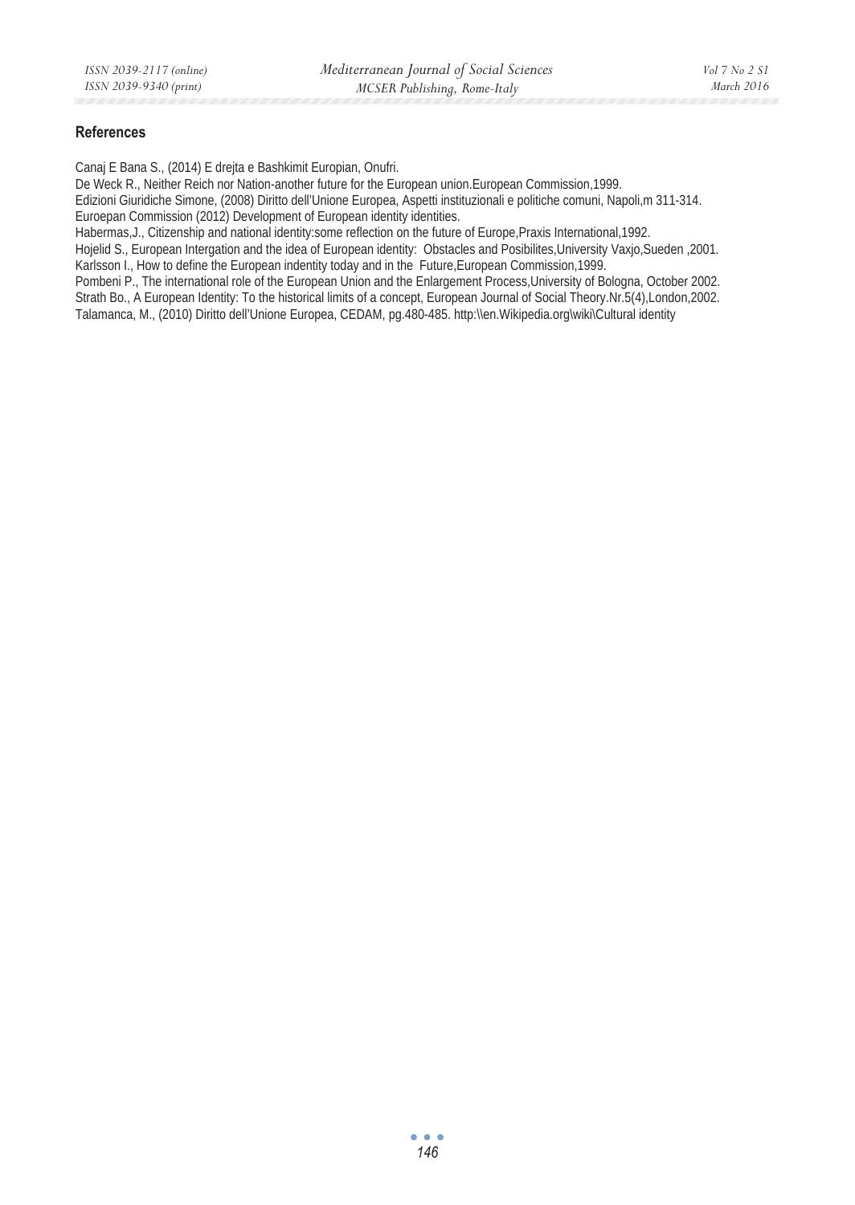## References

Canaj E Bana S., (2014) E drejta e Bashkimit Europian, Onufri.

De Weck R., Neither Reich nor Nation-another future for the European union.European Commission,1999.

Edizioni Giuridiche Simone, (2008) Diritto dell'Unione Europea, Aspetti instituzionali e politiche comuni, Napoli,m 311-314.

Euroepan Commission (2012) Development of European identity identities.

Habermas,J., Citizenship and national identity:some reflection on the future of Europe,Praxis International,1992.

Hojelid S., European Intergation and the idea of European identity: Obstacles and Posibilites,University Vaxjo,Sueden ,2001.

Karlsson I., How to define the European indentity today and in the Future,European Commission,1999.

Pombeni P., The international role of the European Union and the Enlargement Process,University of Bologna, October 2002.

Strath Bo., A European Identity: To the historical limits of a concept, European Journal of Social Theory.Nr.5(4),London,2002.

Talamanca, M., (2010) Diritto dell'Unione Europea, CEDAM, pg.480-485. http:\\en.Wikipedia.org\wiki\Cultural identity